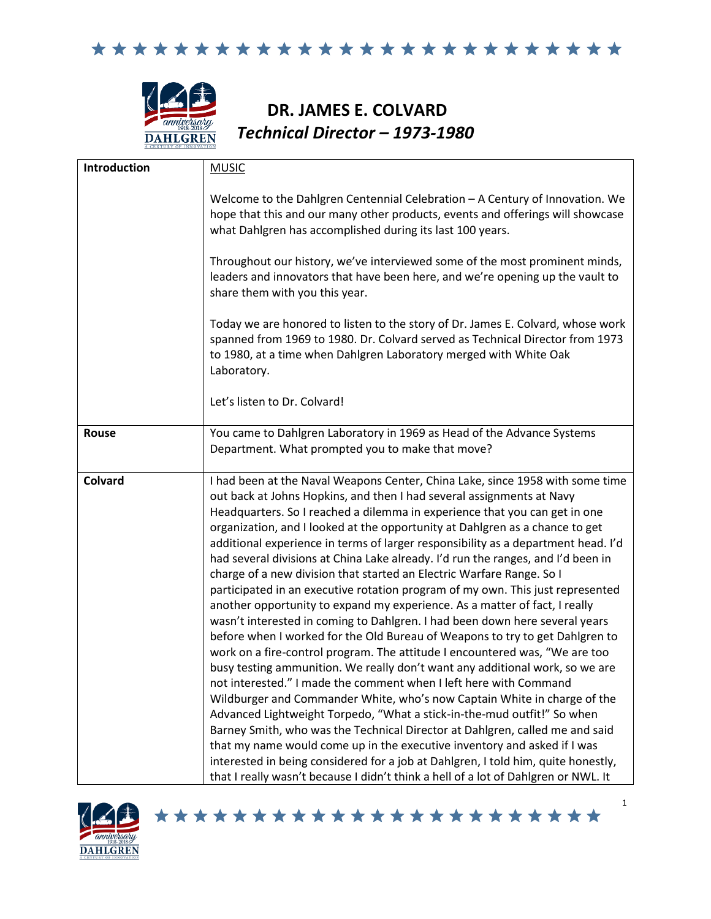# DR. JAMES E. COLVARD

## *Technical Director – 1973-1980*

| | |
|---|---|
| **Introduction** | MUSIC<br><br>Welcome to the Dahlgren Centennial Celebration – A Century of Innovation. We hope that this and our many other products, events and offerings will showcase what Dahlgren has accomplished during its last 100 years.<br><br>Throughout our history, we've interviewed some of the most prominent minds, leaders and innovators that have been here, and we're opening up the vault to share them with you this year.<br><br>Today we are honored to listen to the story of Dr. James E. Colvard, whose work spanned from 1969 to 1980. Dr. Colvard served as Technical Director from 1973 to 1980, at a time when Dahlgren Laboratory merged with White Oak Laboratory.<br><br>Let's listen to Dr. Colvard! |
| **Rouse** | You came to Dahlgren Laboratory in 1969 as Head of the Advance Systems Department. What prompted you to make that move? |
| **Colvard** | I had been at the Naval Weapons Center, China Lake, since 1958 with some time out back at Johns Hopkins, and then I had several assignments at Navy Headquarters. So I reached a dilemma in experience that you can get in one organization, and I looked at the opportunity at Dahlgren as a chance to get additional experience in terms of larger responsibility as a department head. I'd had several divisions at China Lake already. I'd run the ranges, and I'd been in charge of a new division that started an Electric Warfare Range. So I participated in an executive rotation program of my own. This just represented another opportunity to expand my experience. As a matter of fact, I really wasn't interested in coming to Dahlgren. I had been down here several years before when I worked for the Old Bureau of Weapons to try to get Dahlgren to work on a fire-control program. The attitude I encountered was, "We are too busy testing ammunition. We really don't want any additional work, so we are not interested." I made the comment when I left here with Command Wildburger and Commander White, who's now Captain White in charge of the Advanced Lightweight Torpedo, "What a stick-in-the-mud outfit!" So when Barney Smith, who was the Technical Director at Dahlgren, called me and said that my name would come up in the executive inventory and asked if I was interested in being considered for a job at Dahlgren, I told him, quite honestly, that I really wasn't because I didn't think a hell of a lot of Dahlgren or NWL. It |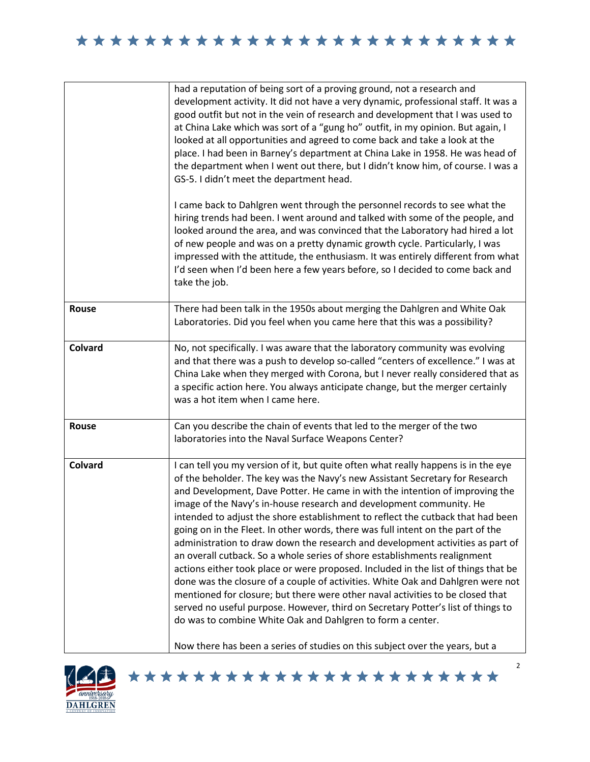| | |
|---|---|
| | had a reputation of being sort of a proving ground, not a research and development activity. It did not have a very dynamic, professional staff. It was a good outfit but not in the vein of research and development that I was used to at China Lake which was sort of a "gung ho" outfit, in my opinion. But again, I looked at all opportunities and agreed to come back and take a look at the place. I had been in Barney's department at China Lake in 1958. He was head of the department when I went out there, but I didn't know him, of course. I was a GS-5. I didn't meet the department head.<br><br>I came back to Dahlgren went through the personnel records to see what the hiring trends had been. I went around and talked with some of the people, and looked around the area, and was convinced that the Laboratory had hired a lot of new people and was on a pretty dynamic growth cycle. Particularly, I was impressed with the attitude, the enthusiasm. It was entirely different from what I'd seen when I'd been here a few years before, so I decided to come back and take the job. |
| **Rouse** | There had been talk in the 1950s about merging the Dahlgren and White Oak Laboratories. Did you feel when you came here that this was a possibility? |
| **Colvard** | No, not specifically. I was aware that the laboratory community was evolving and that there was a push to develop so-called "centers of excellence." I was at China Lake when they merged with Corona, but I never really considered that as a specific action here. You always anticipate change, but the merger certainly was a hot item when I came here. |
| **Rouse** | Can you describe the chain of events that led to the merger of the two laboratories into the Naval Surface Weapons Center? |
| **Colvard** | I can tell you my version of it, but quite often what really happens is in the eye of the beholder. The key was the Navy's new Assistant Secretary for Research and Development, Dave Potter. He came in with the intention of improving the image of the Navy's in-house research and development community. He intended to adjust the shore establishment to reflect the cutback that had been going on in the Fleet. In other words, there was full intent on the part of the administration to draw down the research and development activities as part of an overall cutback. So a whole series of shore establishments realignment actions either took place or were proposed. Included in the list of things that be done was the closure of a couple of activities. White Oak and Dahlgren were not mentioned for closure; but there were other naval activities to be closed that served no useful purpose. However, third on Secretary Potter's list of things to do was to combine White Oak and Dahlgren to form a center.<br><br>Now there has been a series of studies on this subject over the years, but a |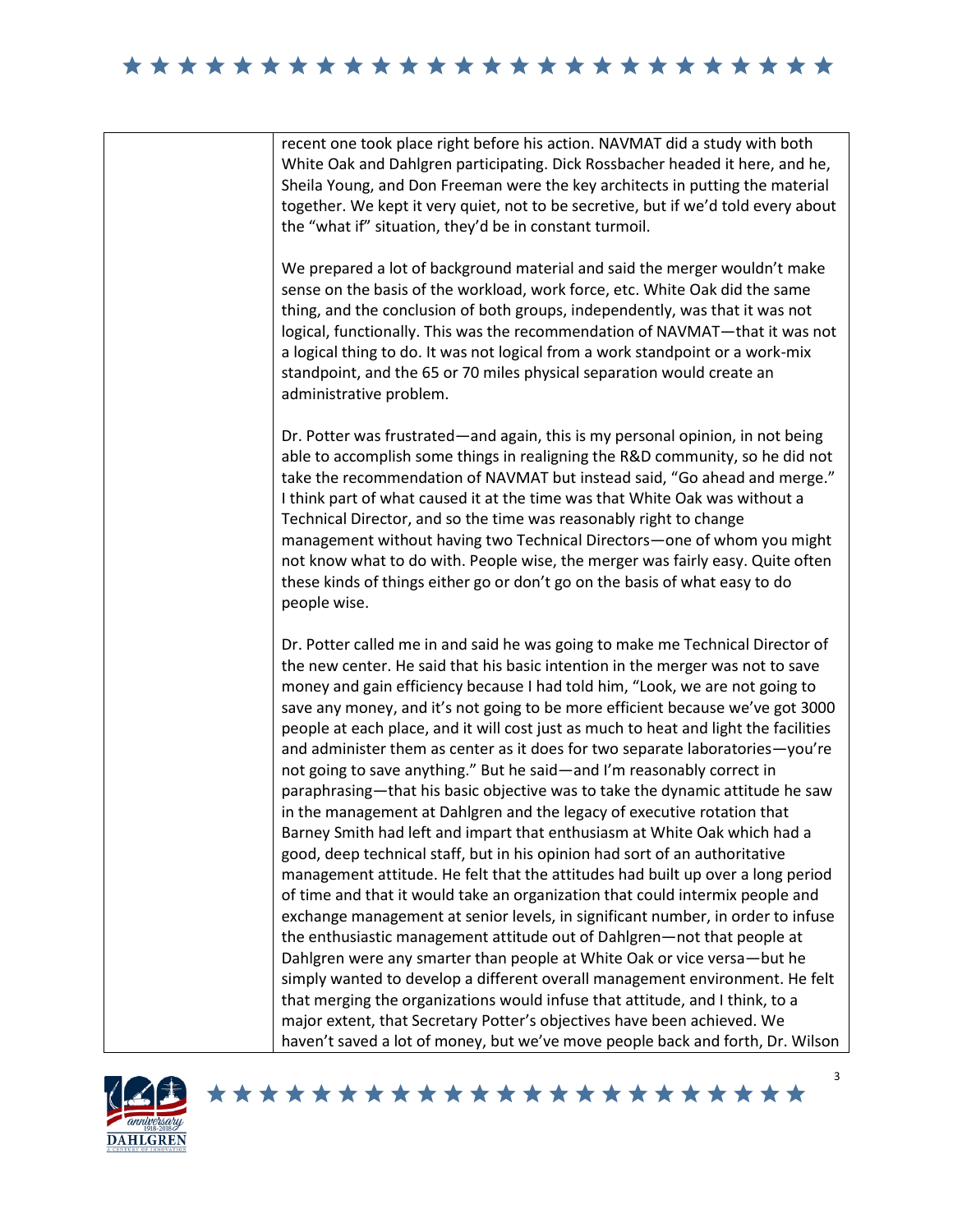recent one took place right before his action. NAVMAT did a study with both White Oak and Dahlgren participating. Dick Rossbacher headed it here, and he, Sheila Young, and Don Freeman were the key architects in putting the material together. We kept it very quiet, not to be secretive, but if we'd told every about the "what if" situation, they'd be in constant turmoil.

We prepared a lot of background material and said the merger wouldn't make sense on the basis of the workload, work force, etc. White Oak did the same thing, and the conclusion of both groups, independently, was that it was not logical, functionally. This was the recommendation of NAVMAT—that it was not a logical thing to do. It was not logical from a work standpoint or a work-mix standpoint, and the 65 or 70 miles physical separation would create an administrative problem.

Dr. Potter was frustrated—and again, this is my personal opinion, in not being able to accomplish some things in realigning the R&D community, so he did not take the recommendation of NAVMAT but instead said, "Go ahead and merge." I think part of what caused it at the time was that White Oak was without a Technical Director, and so the time was reasonably right to change management without having two Technical Directors—one of whom you might not know what to do with. People wise, the merger was fairly easy. Quite often these kinds of things either go or don't go on the basis of what easy to do people wise.

Dr. Potter called me in and said he was going to make me Technical Director of the new center. He said that his basic intention in the merger was not to save money and gain efficiency because I had told him, "Look, we are not going to save any money, and it's not going to be more efficient because we've got 3000 people at each place, and it will cost just as much to heat and light the facilities and administer them as center as it does for two separate laboratories—you're not going to save anything." But he said—and I'm reasonably correct in paraphrasing—that his basic objective was to take the dynamic attitude he saw in the management at Dahlgren and the legacy of executive rotation that Barney Smith had left and impart that enthusiasm at White Oak which had a good, deep technical staff, but in his opinion had sort of an authoritative management attitude. He felt that the attitudes had built up over a long period of time and that it would take an organization that could intermix people and exchange management at senior levels, in significant number, in order to infuse the enthusiastic management attitude out of Dahlgren—not that people at Dahlgren were any smarter than people at White Oak or vice versa—but he simply wanted to develop a different overall management environment. He felt that merging the organizations would infuse that attitude, and I think, to a major extent, that Secretary Potter's objectives have been achieved. We haven't saved a lot of money, but we've move people back and forth, Dr. Wilson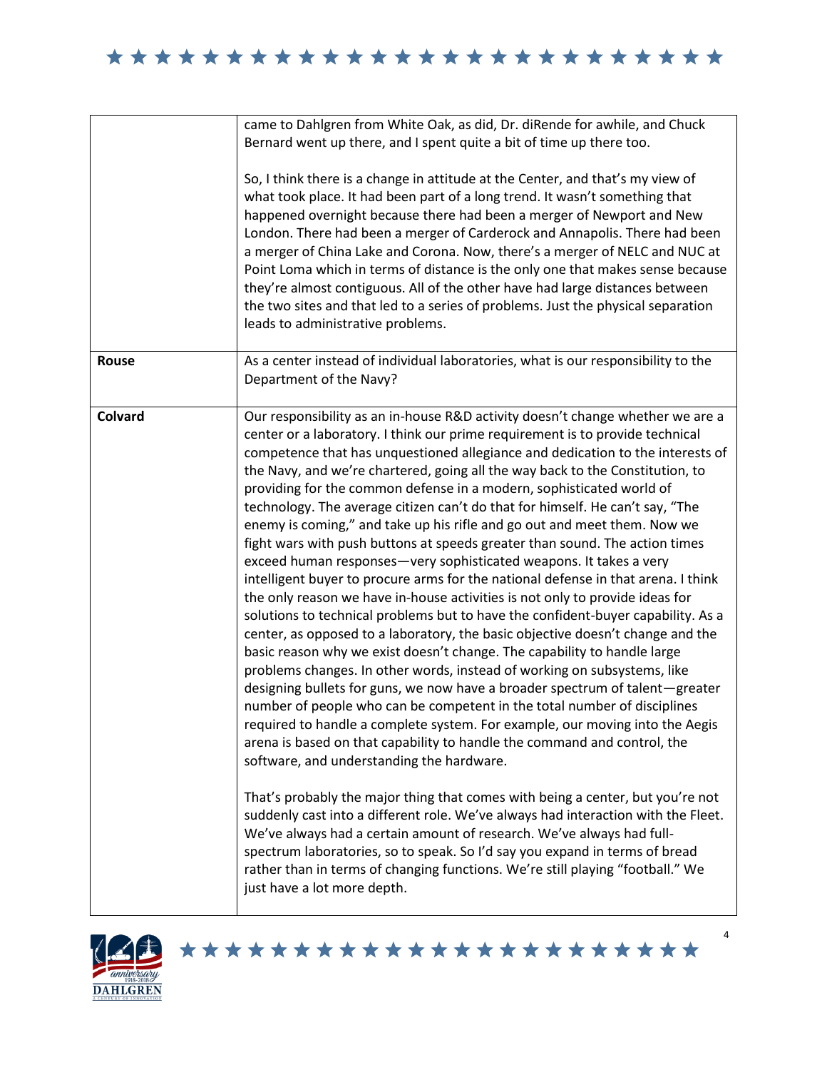| | |
|---|---|
| | came to Dahlgren from White Oak, as did, Dr. diRende for awhile, and Chuck Bernard went up there, and I spent quite a bit of time up there too.<br><br>So, I think there is a change in attitude at the Center, and that's my view of what took place. It had been part of a long trend. It wasn't something that happened overnight because there had been a merger of Newport and New London. There had been a merger of Carderock and Annapolis. There had been a merger of China Lake and Corona. Now, there's a merger of NELC and NUC at Point Loma which in terms of distance is the only one that makes sense because they're almost contiguous. All of the other have had large distances between the two sites and that led to a series of problems. Just the physical separation leads to administrative problems. |
| **Rouse** | As a center instead of individual laboratories, what is our responsibility to the Department of the Navy? |
| **Colvard** | Our responsibility as an in-house R&D activity doesn't change whether we are a center or a laboratory. I think our prime requirement is to provide technical competence that has unquestioned allegiance and dedication to the interests of the Navy, and we're chartered, going all the way back to the Constitution, to providing for the common defense in a modern, sophisticated world of technology. The average citizen can't do that for himself. He can't say, "The enemy is coming," and take up his rifle and go out and meet them. Now we fight wars with push buttons at speeds greater than sound. The action times exceed human responses—very sophisticated weapons. It takes a very intelligent buyer to procure arms for the national defense in that arena. I think the only reason we have in-house activities is not only to provide ideas for solutions to technical problems but to have the confident-buyer capability. As a center, as opposed to a laboratory, the basic objective doesn't change and the basic reason why we exist doesn't change. The capability to handle large problems changes. In other words, instead of working on subsystems, like designing bullets for guns, we now have a broader spectrum of talent—greater number of people who can be competent in the total number of disciplines required to handle a complete system. For example, our moving into the Aegis arena is based on that capability to handle the command and control, the software, and understanding the hardware.<br><br>That's probably the major thing that comes with being a center, but you're not suddenly cast into a different role. We've always had interaction with the Fleet. We've always had a certain amount of research. We've always had full-spectrum laboratories, so to speak. So I'd say you expand in terms of bread rather than in terms of changing functions. We're still playing "football." We just have a lot more depth. |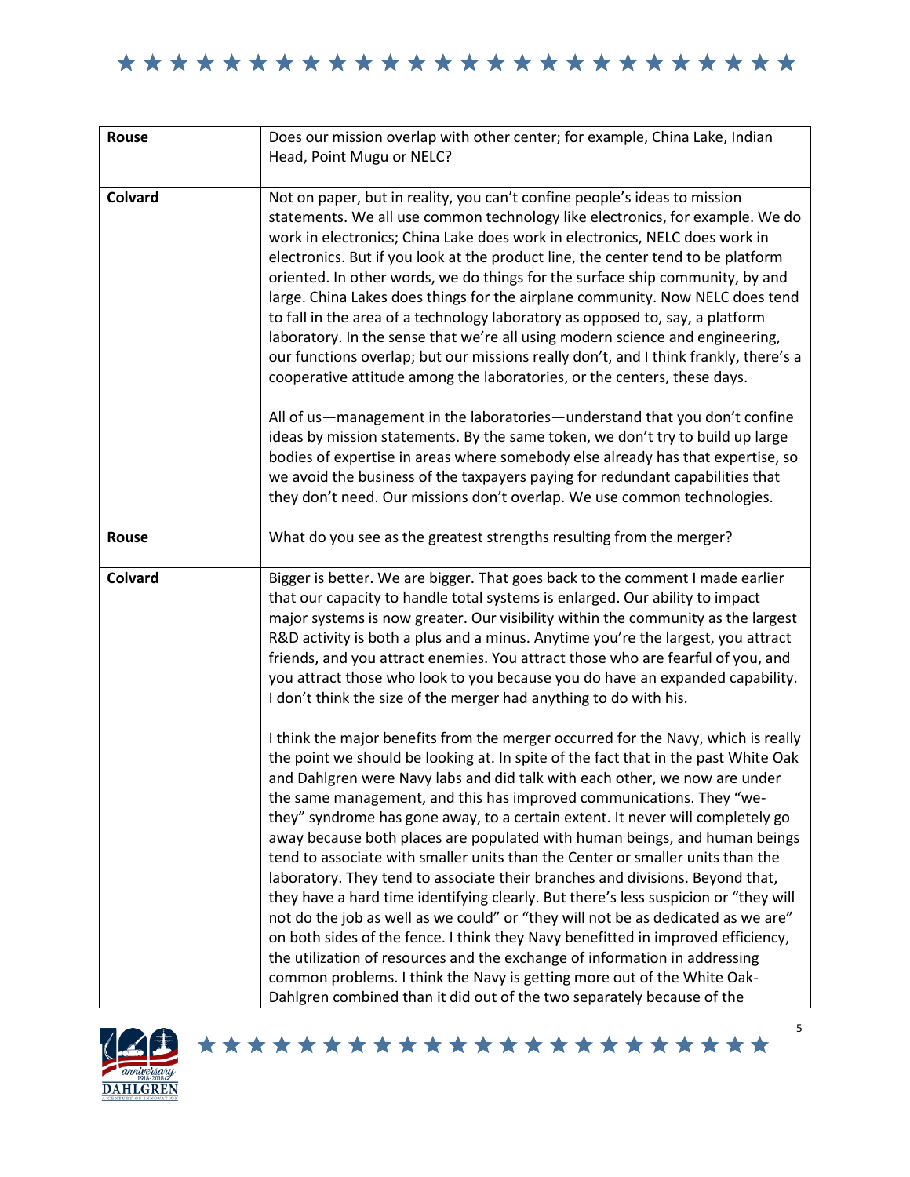| Rouse | Does our mission overlap with other center; for example, China Lake, Indian Head, Point Mugu or NELC? |
| --- | --- |
| Colvard | Not on paper, but in reality, you can't confine people's ideas to mission statements. We all use common technology like electronics, for example. We do work in electronics; China Lake does work in electronics, NELC does work in electronics. But if you look at the product line, the center tend to be platform oriented. In other words, we do things for the surface ship community, by and large. China Lakes does things for the airplane community. Now NELC does tend to fall in the area of a technology laboratory as opposed to, say, a platform laboratory. In the sense that we're all using modern science and engineering, our functions overlap; but our missions really don't, and I think frankly, there's a cooperative attitude among the laboratories, or the centers, these days.<br><br>All of us—management in the laboratories—understand that you don't confine ideas by mission statements. By the same token, we don't try to build up large bodies of expertise in areas where somebody else already has that expertise, so we avoid the business of the taxpayers paying for redundant capabilities that they don't need. Our missions don't overlap. We use common technologies. |
| Rouse | What do you see as the greatest strengths resulting from the merger? |
| Colvard | Bigger is better. We are bigger. That goes back to the comment I made earlier that our capacity to handle total systems is enlarged. Our ability to impact major systems is now greater. Our visibility within the community as the largest R&D activity is both a plus and a minus. Anytime you're the largest, you attract friends, and you attract enemies. You attract those who are fearful of you, and you attract those who look to you because you do have an expanded capability. I don't think the size of the merger had anything to do with his.<br><br>I think the major benefits from the merger occurred for the Navy, which is really the point we should be looking at. In spite of the fact that in the past White Oak and Dahlgren were Navy labs and did talk with each other, we now are under the same management, and this has improved communications. They "we-they" syndrome has gone away, to a certain extent. It never will completely go away because both places are populated with human beings, and human beings tend to associate with smaller units than the Center or smaller units than the laboratory. They tend to associate their branches and divisions. Beyond that, they have a hard time identifying clearly. But there's less suspicion or "they will not do the job as well as we could" or "they will not be as dedicated as we are" on both sides of the fence. I think they Navy benefitted in improved efficiency, the utilization of resources and the exchange of information in addressing common problems. I think the Navy is getting more out of the White Oak-Dahlgren combined than it did out of the two separately because of the |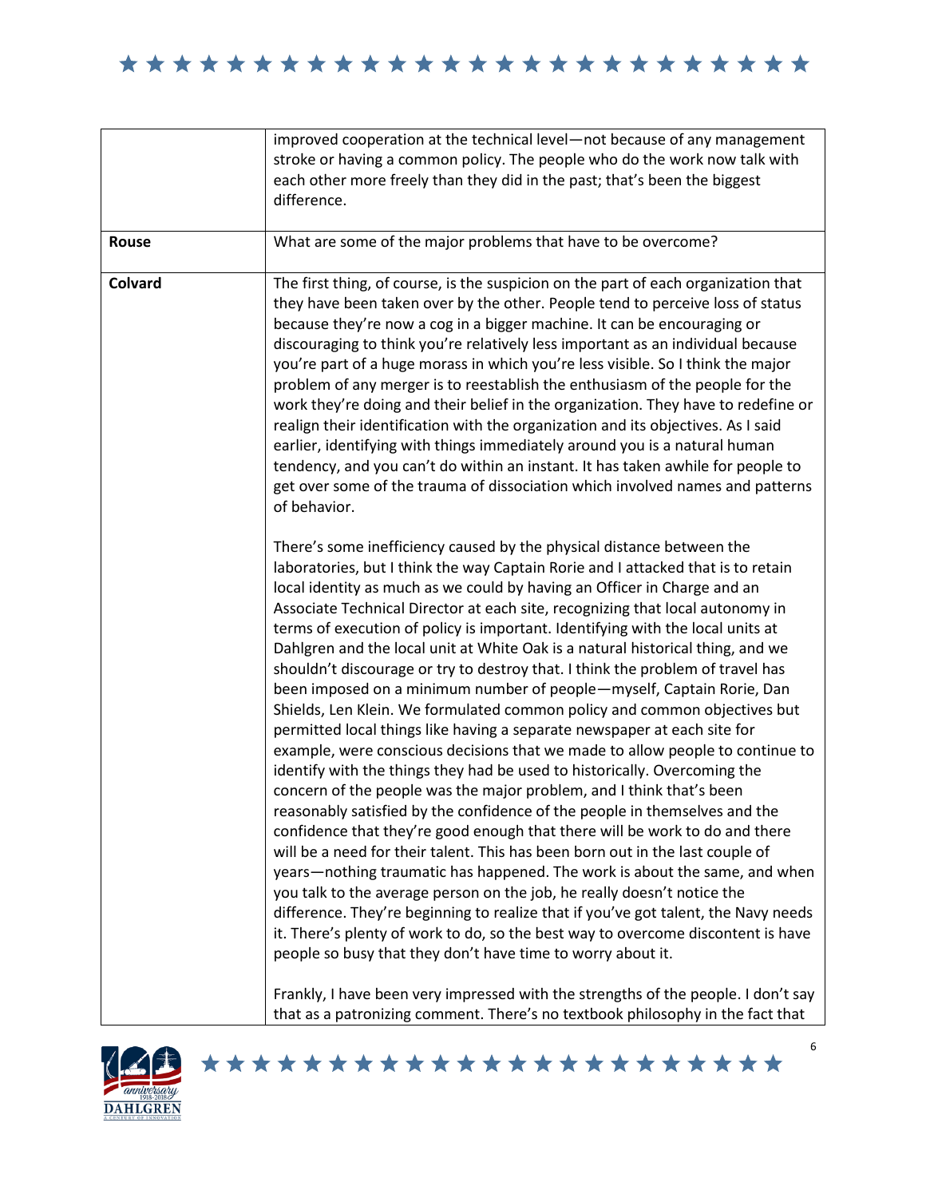| | |
|---|---|
| | improved cooperation at the technical level—not because of any management stroke or having a common policy. The people who do the work now talk with each other more freely than they did in the past; that's been the biggest difference. |
| **Rouse** | What are some of the major problems that have to be overcome? |
| **Colvard** | The first thing, of course, is the suspicion on the part of each organization that they have been taken over by the other. People tend to perceive loss of status because they're now a cog in a bigger machine. It can be encouraging or discouraging to think you're relatively less important as an individual because you're part of a huge morass in which you're less visible. So I think the major problem of any merger is to reestablish the enthusiasm of the people for the work they're doing and their belief in the organization. They have to redefine or realign their identification with the organization and its objectives. As I said earlier, identifying with things immediately around you is a natural human tendency, and you can't do within an instant. It has taken awhile for people to get over some of the trauma of dissociation which involved names and patterns of behavior.<br><br>There's some inefficiency caused by the physical distance between the laboratories, but I think the way Captain Rorie and I attacked that is to retain local identity as much as we could by having an Officer in Charge and an Associate Technical Director at each site, recognizing that local autonomy in terms of execution of policy is important. Identifying with the local units at Dahlgren and the local unit at White Oak is a natural historical thing, and we shouldn't discourage or try to destroy that. I think the problem of travel has been imposed on a minimum number of people—myself, Captain Rorie, Dan Shields, Len Klein. We formulated common policy and common objectives but permitted local things like having a separate newspaper at each site for example, were conscious decisions that we made to allow people to continue to identify with the things they had be used to historically. Overcoming the concern of the people was the major problem, and I think that's been reasonably satisfied by the confidence of the people in themselves and the confidence that they're good enough that there will be work to do and there will be a need for their talent. This has been born out in the last couple of years—nothing traumatic has happened. The work is about the same, and when you talk to the average person on the job, he really doesn't notice the difference. They're beginning to realize that if you've got talent, the Navy needs it. There's plenty of work to do, so the best way to overcome discontent is have people so busy that they don't have time to worry about it.<br><br>Frankly, I have been very impressed with the strengths of the people. I don't say that as a patronizing comment. There's no textbook philosophy in the fact that |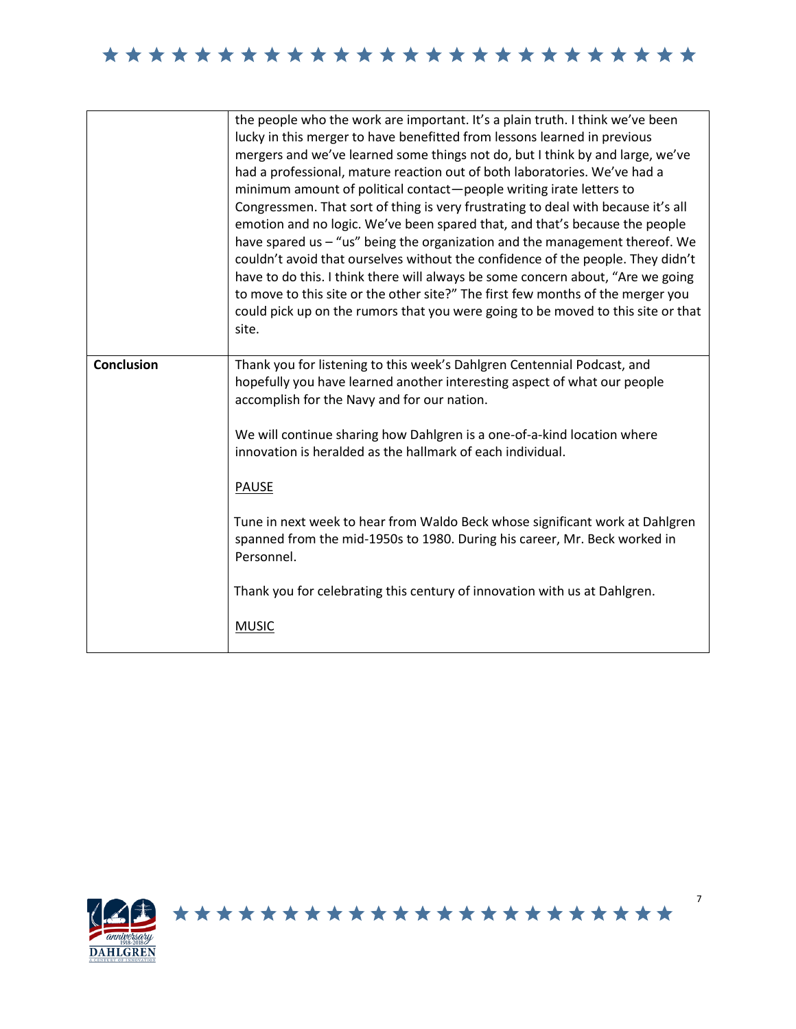| | |
|---|---|
| | the people who the work are important. It's a plain truth. I think we've been lucky in this merger to have benefitted from lessons learned in previous mergers and we've learned some things not do, but I think by and large, we've had a professional, mature reaction out of both laboratories. We've had a minimum amount of political contact—people writing irate letters to Congressmen. That sort of thing is very frustrating to deal with because it's all emotion and no logic. We've been spared that, and that's because the people have spared us – "us" being the organization and the management thereof. We couldn't avoid that ourselves without the confidence of the people. They didn't have to do this. I think there will always be some concern about, "Are we going to move to this site or the other site?" The first few months of the merger you could pick up on the rumors that you were going to be moved to this site or that site. |
| **Conclusion** | Thank you for listening to this week's Dahlgren Centennial Podcast, and hopefully you have learned another interesting aspect of what our people accomplish for the Navy and for our nation.<br><br>We will continue sharing how Dahlgren is a one-of-a-kind location where innovation is heralded as the hallmark of each individual.<br><br>PAUSE<br><br>Tune in next week to hear from Waldo Beck whose significant work at Dahlgren spanned from the mid-1950s to 1980. During his career, Mr. Beck worked in Personnel.<br><br>Thank you for celebrating this century of innovation with us at Dahlgren.<br><br>MUSIC |